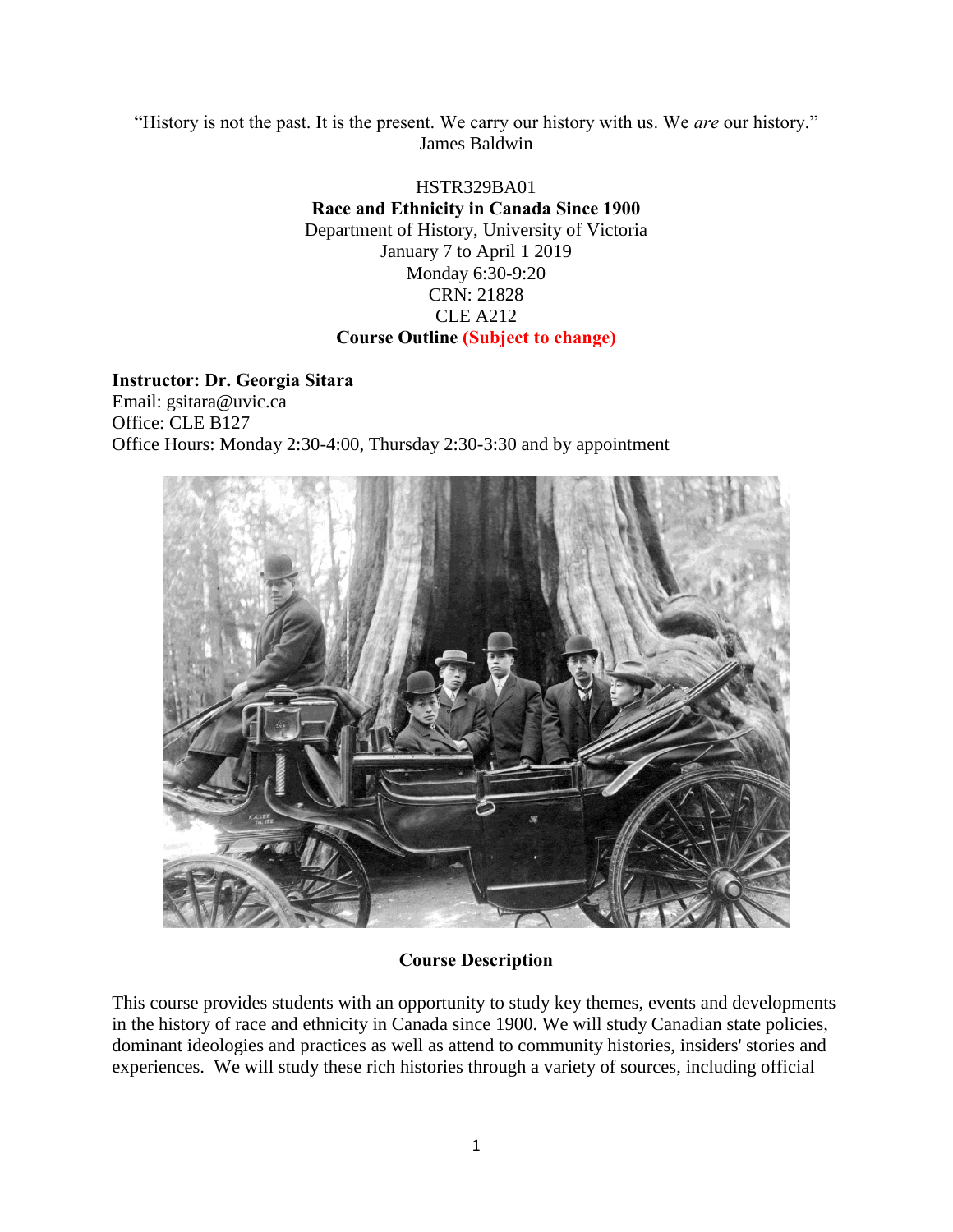"History is not the past. It is the present. We carry our history with us. We *are* our history."
James Baldwin

HSTR329BA01

**Race and Ethnicity in Canada Since 1900**

Department of History, University of Victoria

January 7 to April 1 2019

Monday 6:30-9:20

CRN: 21828

CLE A212

**Course Outline (Subject to change)**

**Instructor: Dr. Georgia Sitara**

Email: gsitara@uvic.ca

Office: CLE B127

Office Hours: Monday 2:30-4:00, Thursday 2:30-3:30 and by appointment

## Course Description

This course provides students with an opportunity to study key themes, events and developments in the history of race and ethnicity in Canada since 1900. We will study Canadian state policies, dominant ideologies and practices as well as attend to community histories, insiders' stories and experiences. We will study these rich histories through a variety of sources, including official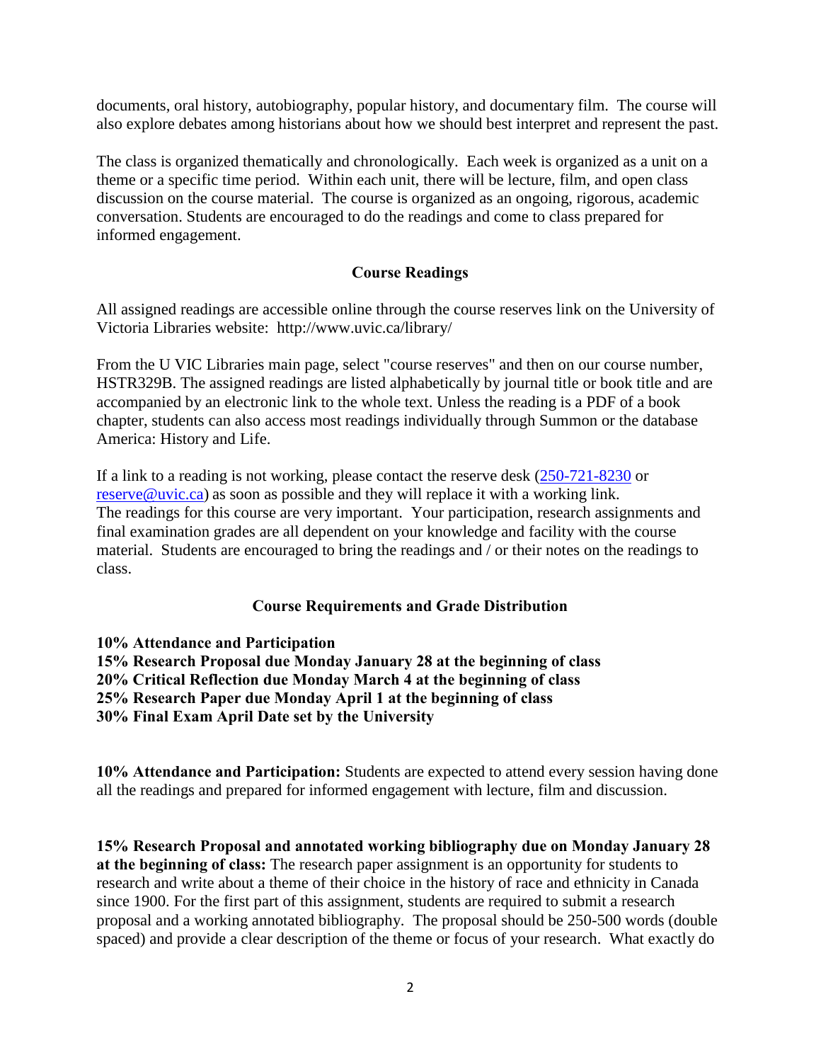documents, oral history, autobiography, popular history, and documentary film. The course will also explore debates among historians about how we should best interpret and represent the past.

The class is organized thematically and chronologically. Each week is organized as a unit on a theme or a specific time period. Within each unit, there will be lecture, film, and open class discussion on the course material. The course is organized as an ongoing, rigorous, academic conversation. Students are encouraged to do the readings and come to class prepared for informed engagement.

## Course Readings

All assigned readings are accessible online through the course reserves link on the University of Victoria Libraries website: http://www.uvic.ca/library/

From the U VIC Libraries main page, select "course reserves" and then on our course number, HSTR329B. The assigned readings are listed alphabetically by journal title or book title and are accompanied by an electronic link to the whole text. Unless the reading is a PDF of a book chapter, students can also access most readings individually through Summon or the database America: History and Life.

If a link to a reading is not working, please contact the reserve desk (250-721-8230 or reserve@uvic.ca) as soon as possible and they will replace it with a working link.
The readings for this course are very important. Your participation, research assignments and final examination grades are all dependent on your knowledge and facility with the course material. Students are encouraged to bring the readings and / or their notes on the readings to class.

## Course Requirements and Grade Distribution

**10% Attendance and Participation**
**15% Research Proposal due Monday January 28 at the beginning of class**
**20% Critical Reflection due Monday March 4 at the beginning of class**
**25% Research Paper due Monday April 1 at the beginning of class**
**30% Final Exam April Date set by the University**

**10% Attendance and Participation:** Students are expected to attend every session having done all the readings and prepared for informed engagement with lecture, film and discussion.

**15% Research Proposal and annotated working bibliography due on Monday January 28 at the beginning of class:** The research paper assignment is an opportunity for students to research and write about a theme of their choice in the history of race and ethnicity in Canada since 1900. For the first part of this assignment, students are required to submit a research proposal and a working annotated bibliography. The proposal should be 250-500 words (double spaced) and provide a clear description of the theme or focus of your research. What exactly do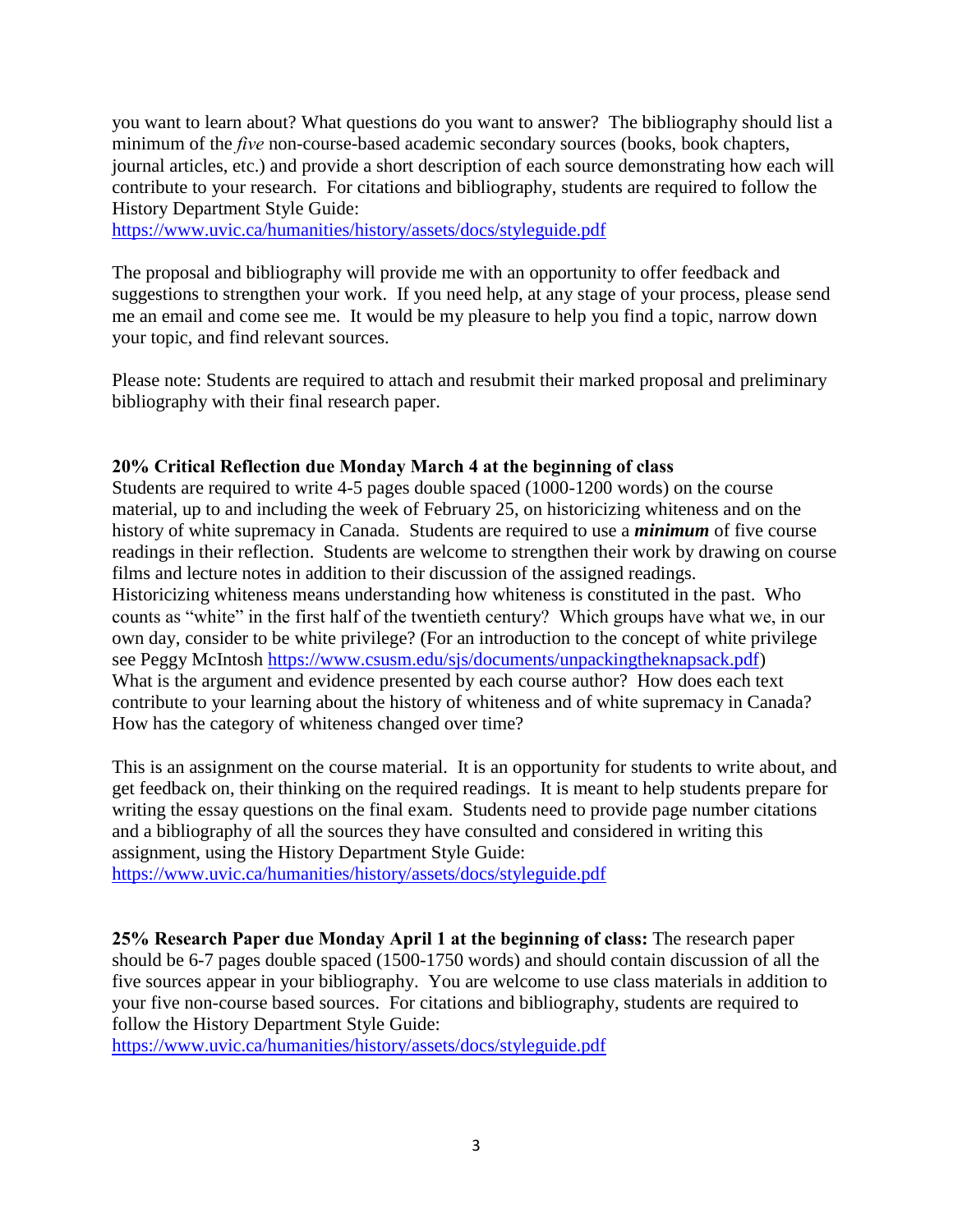you want to learn about? What questions do you want to answer? The bibliography should list a minimum of the *five* non-course-based academic secondary sources (books, book chapters, journal articles, etc.) and provide a short description of each source demonstrating how each will contribute to your research. For citations and bibliography, students are required to follow the History Department Style Guide:
https://www.uvic.ca/humanities/history/assets/docs/styleguide.pdf

The proposal and bibliography will provide me with an opportunity to offer feedback and suggestions to strengthen your work. If you need help, at any stage of your process, please send me an email and come see me. It would be my pleasure to help you find a topic, narrow down your topic, and find relevant sources.

Please note: Students are required to attach and resubmit their marked proposal and preliminary bibliography with their final research paper.

**20% Critical Reflection due Monday March 4 at the beginning of class**

Students are required to write 4-5 pages double spaced (1000-1200 words) on the course material, up to and including the week of February 25, on historicizing whiteness and on the history of white supremacy in Canada. Students are required to use a ***minimum*** of five course readings in their reflection. Students are welcome to strengthen their work by drawing on course films and lecture notes in addition to their discussion of the assigned readings. Historicizing whiteness means understanding how whiteness is constituted in the past. Who counts as "white" in the first half of the twentieth century? Which groups have what we, in our own day, consider to be white privilege? (For an introduction to the concept of white privilege see Peggy McIntosh https://www.csusm.edu/sjs/documents/unpackingtheknapsack.pdf) What is the argument and evidence presented by each course author? How does each text contribute to your learning about the history of whiteness and of white supremacy in Canada? How has the category of whiteness changed over time?

This is an assignment on the course material. It is an opportunity for students to write about, and get feedback on, their thinking on the required readings. It is meant to help students prepare for writing the essay questions on the final exam. Students need to provide page number citations and a bibliography of all the sources they have consulted and considered in writing this assignment, using the History Department Style Guide:
https://www.uvic.ca/humanities/history/assets/docs/styleguide.pdf

**25% Research Paper due Monday April 1 at the beginning of class:** The research paper should be 6-7 pages double spaced (1500-1750 words) and should contain discussion of all the five sources appear in your bibliography. You are welcome to use class materials in addition to your five non-course based sources. For citations and bibliography, students are required to follow the History Department Style Guide:
https://www.uvic.ca/humanities/history/assets/docs/styleguide.pdf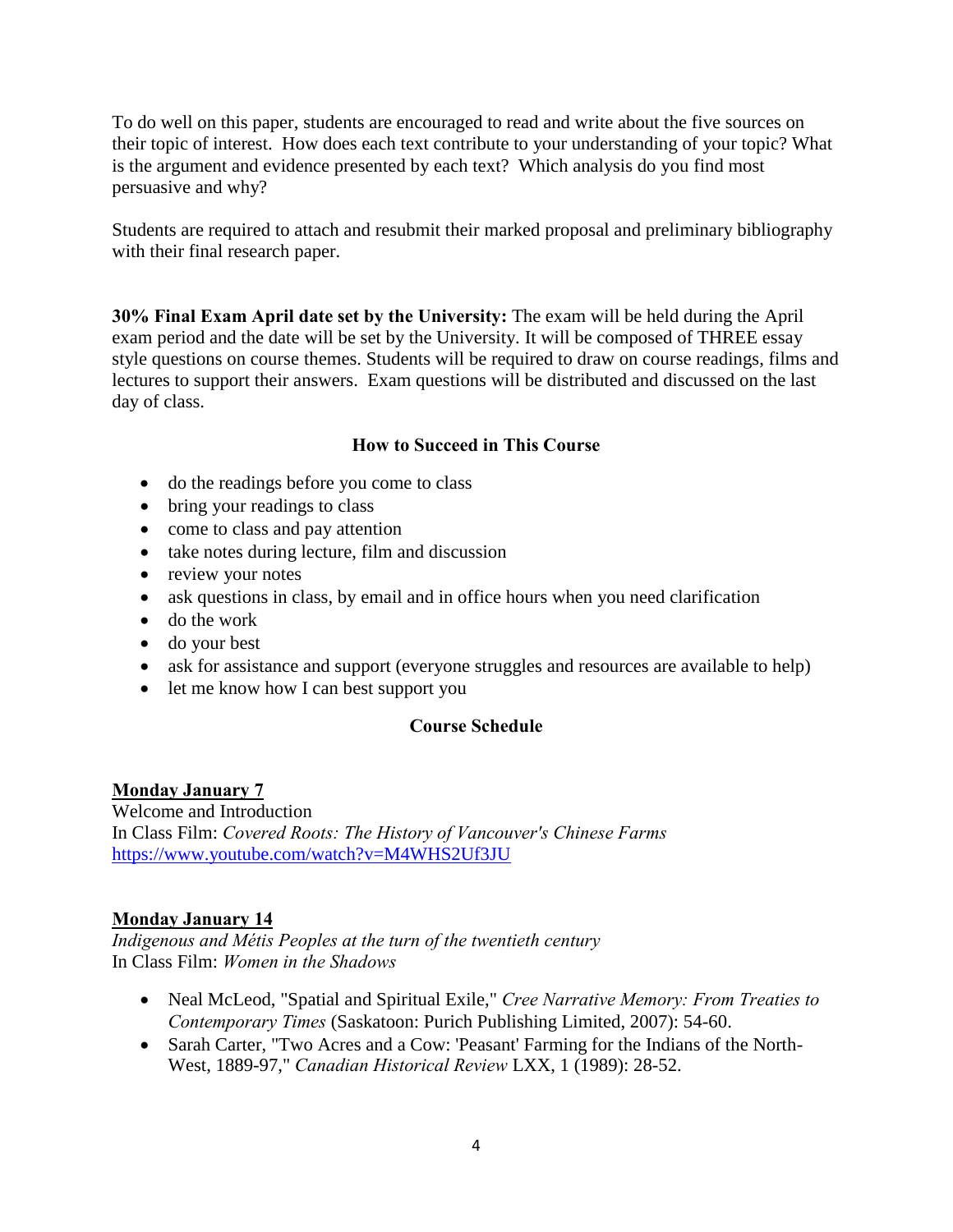To do well on this paper, students are encouraged to read and write about the five sources on their topic of interest. How does each text contribute to your understanding of your topic? What is the argument and evidence presented by each text? Which analysis do you find most persuasive and why?

Students are required to attach and resubmit their marked proposal and preliminary bibliography with their final research paper.

**30% Final Exam April date set by the University:** The exam will be held during the April exam period and the date will be set by the University. It will be composed of THREE essay style questions on course themes. Students will be required to draw on course readings, films and lectures to support their answers. Exam questions will be distributed and discussed on the last day of class.

### How to Succeed in This Course

- do the readings before you come to class
- bring your readings to class
- come to class and pay attention
- take notes during lecture, film and discussion
- review your notes
- ask questions in class, by email and in office hours when you need clarification
- do the work
- do your best
- ask for assistance and support (everyone struggles and resources are available to help)
- let me know how I can best support you

### Course Schedule

**Monday January 7**
Welcome and Introduction
In Class Film: *Covered Roots: The History of Vancouver's Chinese Farms*
https://www.youtube.com/watch?v=M4WHS2Uf3JU

**Monday January 14**
*Indigenous and Métis Peoples at the turn of the twentieth century*
In Class Film: *Women in the Shadows*

- Neal McLeod, "Spatial and Spiritual Exile," *Cree Narrative Memory: From Treaties to Contemporary Times* (Saskatoon: Purich Publishing Limited, 2007): 54-60.
- Sarah Carter, "Two Acres and a Cow: 'Peasant' Farming for the Indians of the North-West, 1889-97," *Canadian Historical Review* LXX, 1 (1989): 28-52.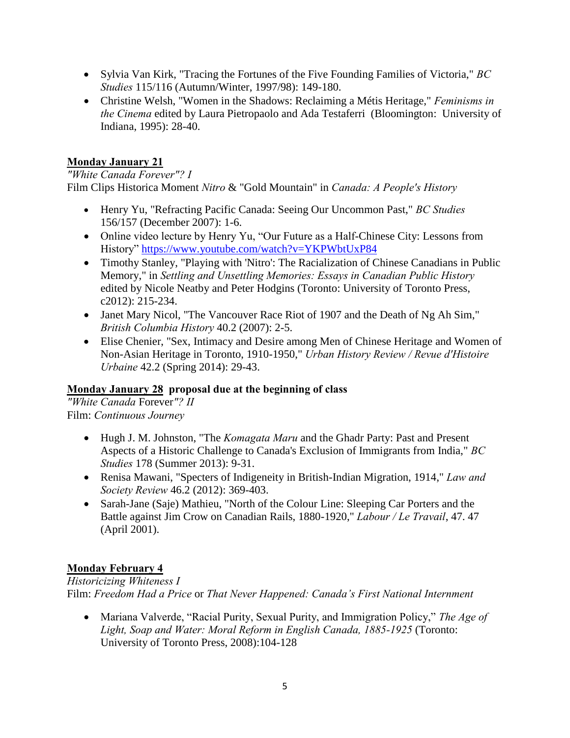- Sylvia Van Kirk, "Tracing the Fortunes of the Five Founding Families of Victoria," *BC Studies* 115/116 (Autumn/Winter, 1997/98): 149-180.
- Christine Welsh, "Women in the Shadows: Reclaiming a Métis Heritage," *Feminisms in the Cinema* edited by Laura Pietropaolo and Ada Testaferri (Bloomington: University of Indiana, 1995): 28-40.

**Monday January 21**

*"White Canada Forever"? I*

Film Clips Historica Moment *Nitro* & "Gold Mountain" in *Canada: A People's History*

- Henry Yu, "Refracting Pacific Canada: Seeing Our Uncommon Past," *BC Studies* 156/157 (December 2007): 1-6.
- Online video lecture by Henry Yu, "Our Future as a Half-Chinese City: Lessons from History" https://www.youtube.com/watch?v=YKPWbtUxP84
- Timothy Stanley, "Playing with 'Nitro': The Racialization of Chinese Canadians in Public Memory," in *Settling and Unsettling Memories: Essays in Canadian Public History* edited by Nicole Neatby and Peter Hodgins (Toronto: University of Toronto Press, c2012): 215-234.
- Janet Mary Nicol, "The Vancouver Race Riot of 1907 and the Death of Ng Ah Sim," *British Columbia History* 40.2 (2007): 2-5.
- Elise Chenier, "Sex, Intimacy and Desire among Men of Chinese Heritage and Women of Non-Asian Heritage in Toronto, 1910-1950," *Urban History Review / Revue d'Histoire Urbaine* 42.2 (Spring 2014): 29-43.

**Monday January 28 proposal due at the beginning of class**

*"White Canada* Forever*"? II*

Film: *Continuous Journey*

- Hugh J. M. Johnston, "The *Komagata Maru* and the Ghadr Party: Past and Present Aspects of a Historic Challenge to Canada's Exclusion of Immigrants from India," *BC Studies* 178 (Summer 2013): 9-31.
- Renisa Mawani, "Specters of Indigeneity in British-Indian Migration, 1914," *Law and Society Review* 46.2 (2012): 369-403.
- Sarah-Jane (Saje) Mathieu, "North of the Colour Line: Sleeping Car Porters and the Battle against Jim Crow on Canadian Rails, 1880-1920," *Labour / Le Travail*, 47. 47 (April 2001).

**Monday February 4**

*Historicizing Whiteness I*

Film: *Freedom Had a Price* or *That Never Happened: Canada's First National Internment*

- Mariana Valverde, "Racial Purity, Sexual Purity, and Immigration Policy," *The Age of Light, Soap and Water: Moral Reform in English Canada, 1885-1925* (Toronto: University of Toronto Press, 2008):104-128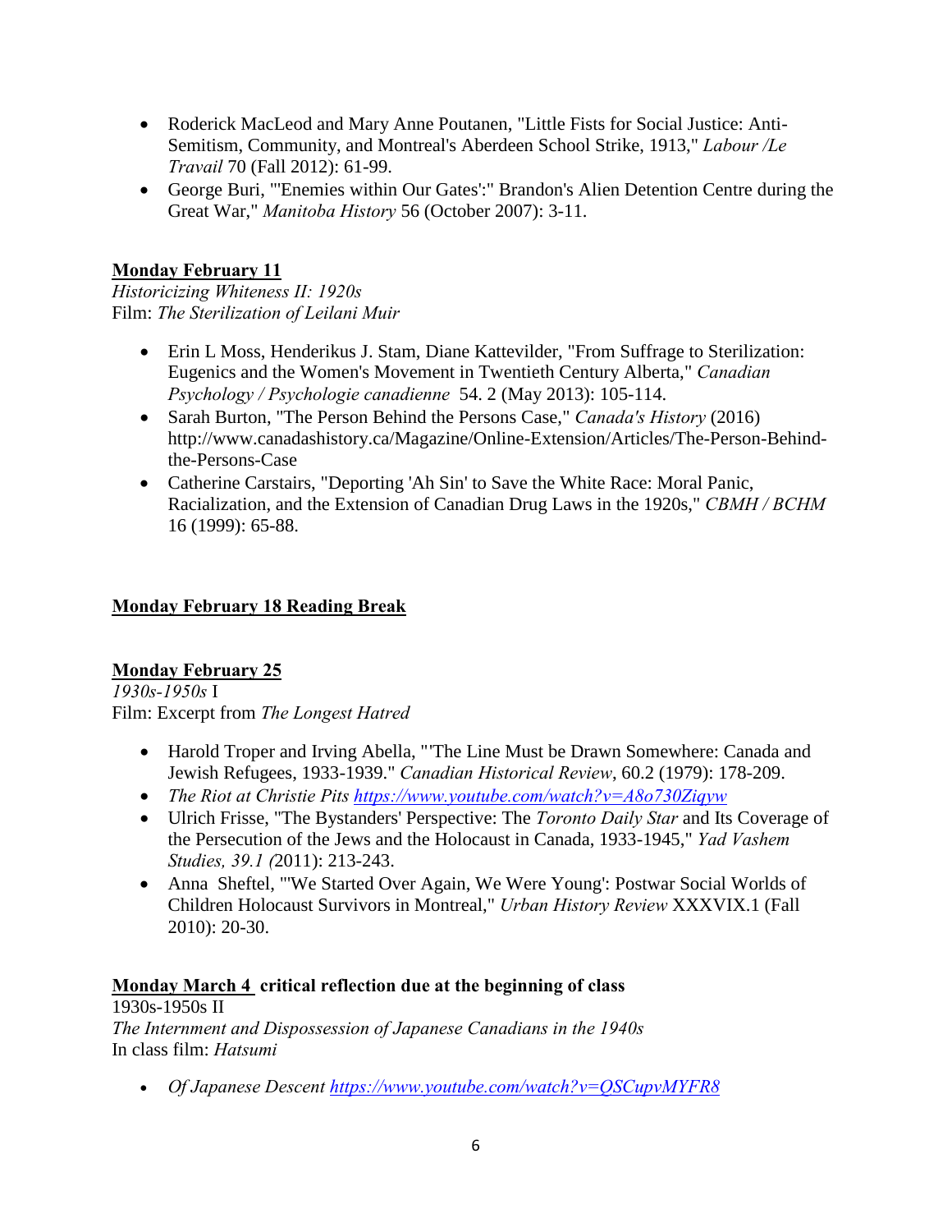- Roderick MacLeod and Mary Anne Poutanen, "Little Fists for Social Justice: Anti-Semitism, Community, and Montreal's Aberdeen School Strike, 1913," *Labour /Le Travail* 70 (Fall 2012): 61-99.
- George Buri, "'Enemies within Our Gates':" Brandon's Alien Detention Centre during the Great War," *Manitoba History* 56 (October 2007): 3-11.

**Monday February 11**

*Historicizing Whiteness II: 1920s*
Film: *The Sterilization of Leilani Muir*

- Erin L Moss, Henderikus J. Stam, Diane Kattevilder, "From Suffrage to Sterilization: Eugenics and the Women's Movement in Twentieth Century Alberta," *Canadian Psychology / Psychologie canadienne* 54. 2 (May 2013): 105-114.
- Sarah Burton, "The Person Behind the Persons Case," *Canada's History* (2016) http://www.canadashistory.ca/Magazine/Online-Extension/Articles/The-Person-Behind-the-Persons-Case
- Catherine Carstairs, "Deporting 'Ah Sin' to Save the White Race: Moral Panic, Racialization, and the Extension of Canadian Drug Laws in the 1920s," *CBMH / BCHM* 16 (1999): 65-88.

**Monday February 18 Reading Break**

**Monday February 25**

*1930s-1950s* I
Film: Excerpt from *The Longest Hatred*

- Harold Troper and Irving Abella, "'The Line Must be Drawn Somewhere: Canada and Jewish Refugees, 1933-1939." *Canadian Historical Review*, 60.2 (1979): 178-209.
- *The Riot at Christie Pits* https://www.youtube.com/watch?v=A8o730Ziqyw
- Ulrich Frisse, "The Bystanders' Perspective: The *Toronto Daily Star* and Its Coverage of the Persecution of the Jews and the Holocaust in Canada, 1933-1945," *Yad Vashem Studies, 39.1 (*2011): 213-243.
- Anna Sheftel, "'We Started Over Again, We Were Young': Postwar Social Worlds of Children Holocaust Survivors in Montreal," *Urban History Review* XXXVIX.1 (Fall 2010): 20-30.

**Monday March 4 critical reflection due at the beginning of class**

1930s-1950s II
*The Internment and Dispossession of Japanese Canadians in the 1940s*
In class film: *Hatsumi*

- *Of Japanese Descent* https://www.youtube.com/watch?v=QSCupvMYFR8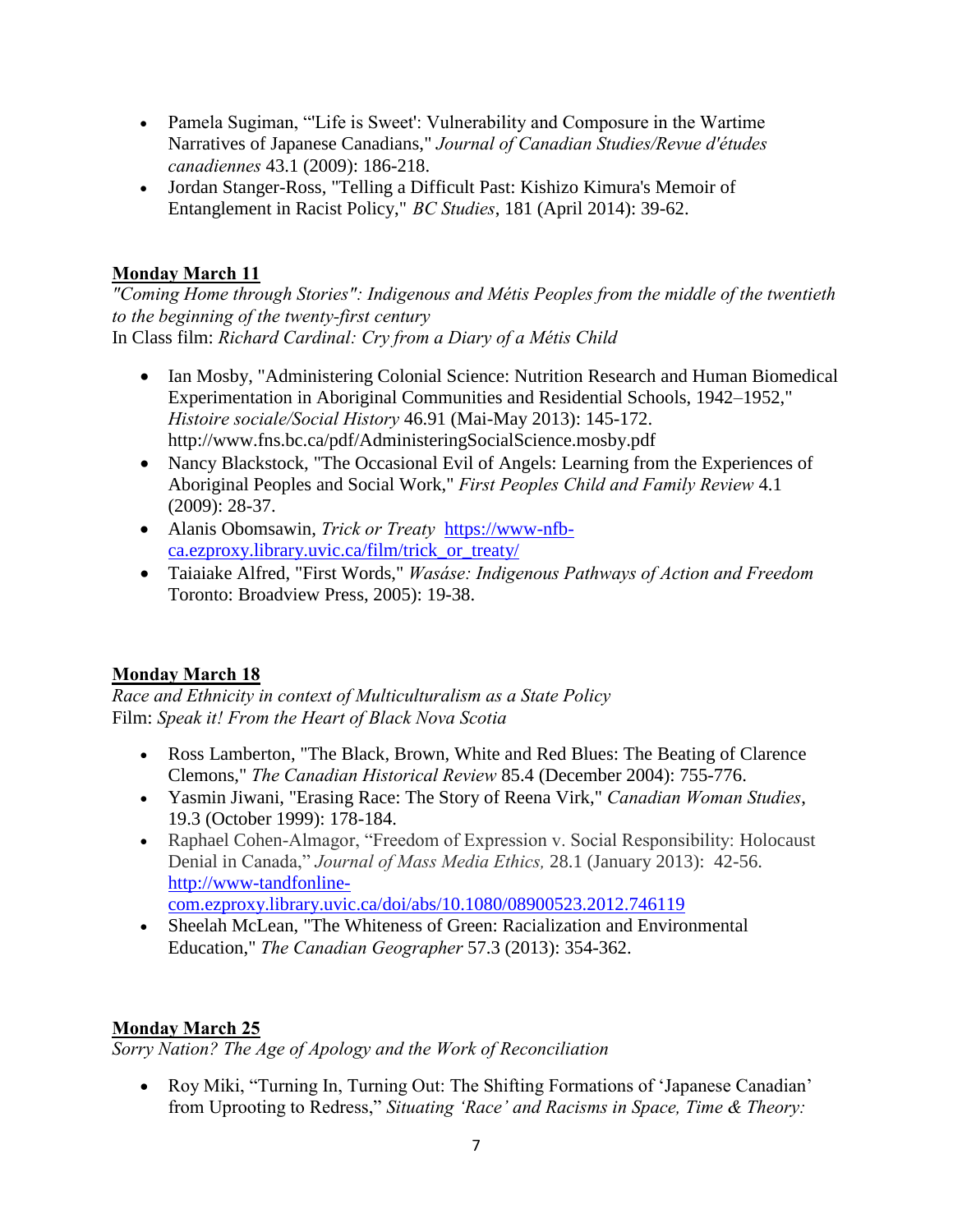- Pamela Sugiman, "'Life is Sweet': Vulnerability and Composure in the Wartime Narratives of Japanese Canadians," *Journal of Canadian Studies/Revue d'études canadiennes* 43.1 (2009): 186-218.
- Jordan Stanger-Ross, "Telling a Difficult Past: Kishizo Kimura's Memoir of Entanglement in Racist Policy," *BC Studies*, 181 (April 2014): 39-62.

**Monday March 11**

*"Coming Home through Stories": Indigenous and Métis Peoples from the middle of the twentieth to the beginning of the twenty-first century*

In Class film: *Richard Cardinal: Cry from a Diary of a Métis Child*

- Ian Mosby, "Administering Colonial Science: Nutrition Research and Human Biomedical Experimentation in Aboriginal Communities and Residential Schools, 1942–1952," *Histoire sociale/Social History* 46.91 (Mai-May 2013): 145-172. http://www.fns.bc.ca/pdf/AdministeringSocialScience.mosby.pdf
- Nancy Blackstock, "The Occasional Evil of Angels: Learning from the Experiences of Aboriginal Peoples and Social Work," *First Peoples Child and Family Review* 4.1 (2009): 28-37.
- Alanis Obomsawin, *Trick or Treaty* [https://www-nfb-ca.ezproxy.library.uvic.ca/film/trick_or_treaty/](https://www-nfb-ca.ezproxy.library.uvic.ca/film/trick_or_treaty/)
- Taiaiake Alfred, "First Words," *Wasáse: Indigenous Pathways of Action and Freedom* Toronto: Broadview Press, 2005): 19-38.

**Monday March 18**

*Race and Ethnicity in context of Multiculturalism as a State Policy*

Film: *Speak it! From the Heart of Black Nova Scotia*

- Ross Lamberton, "The Black, Brown, White and Red Blues: The Beating of Clarence Clemons," *The Canadian Historical Review* 85.4 (December 2004): 755-776.
- Yasmin Jiwani, "Erasing Race: The Story of Reena Virk," *Canadian Woman Studies*, 19.3 (October 1999): 178-184.
- Raphael Cohen-Almagor, "Freedom of Expression v. Social Responsibility: Holocaust Denial in Canada," *Journal of Mass Media Ethics,* 28.1 (January 2013): 42-56. [http://www-tandfonline-com.ezproxy.library.uvic.ca/doi/abs/10.1080/08900523.2012.746119](http://www-tandfonline-com.ezproxy.library.uvic.ca/doi/abs/10.1080/08900523.2012.746119)
- Sheelah McLean, "The Whiteness of Green: Racialization and Environmental Education," *The Canadian Geographer* 57.3 (2013): 354-362.

**Monday March 25**

*Sorry Nation? The Age of Apology and the Work of Reconciliation*

- Roy Miki, "Turning In, Turning Out: The Shifting Formations of 'Japanese Canadian' from Uprooting to Redress," *Situating 'Race' and Racisms in Space, Time & Theory:*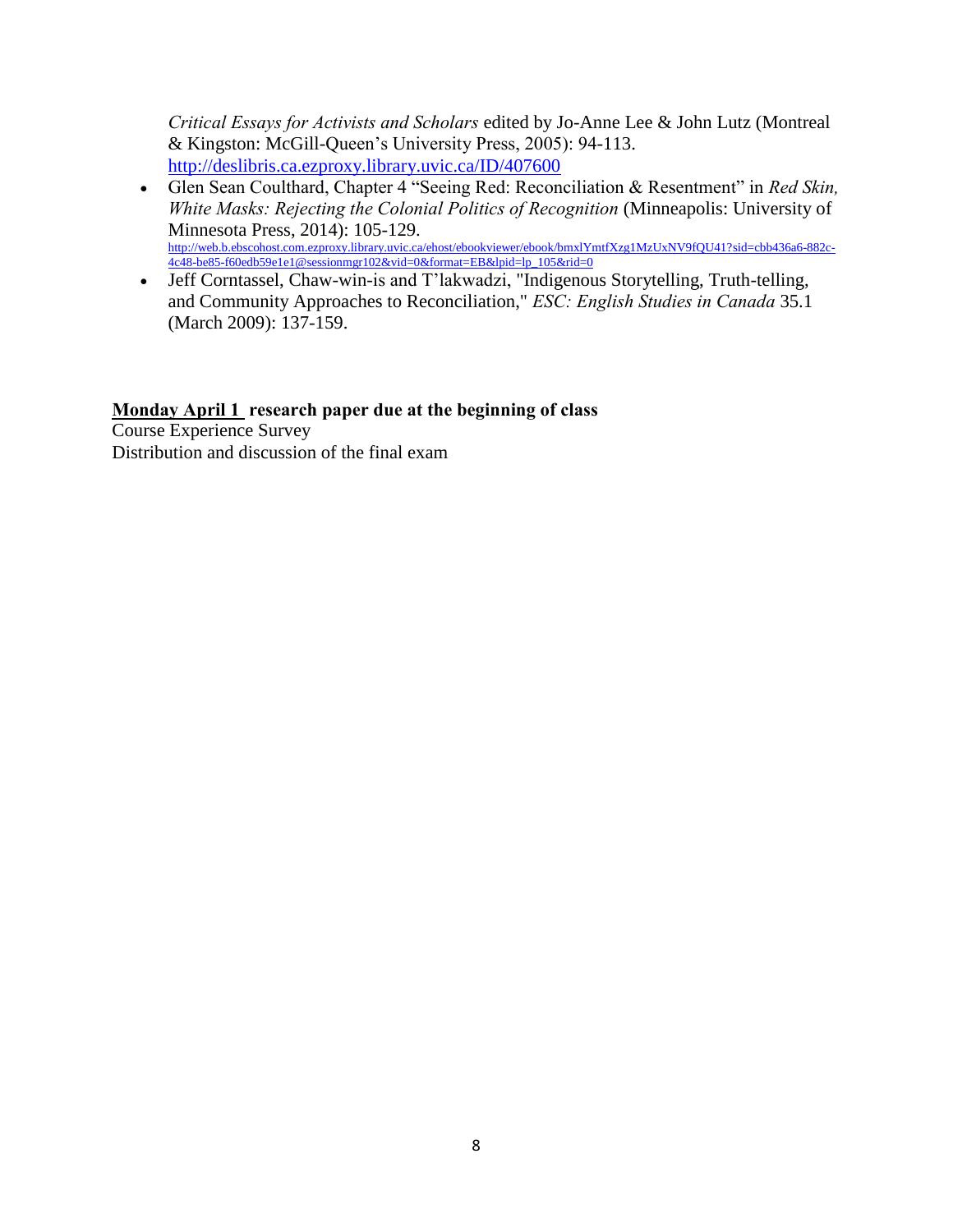*Critical Essays for Activists and Scholars* edited by Jo-Anne Lee & John Lutz (Montreal & Kingston: McGill-Queen's University Press, 2005): 94-113. http://deslibris.ca.ezproxy.library.uvic.ca/ID/407600

- Glen Sean Coulthard, Chapter 4 "Seeing Red: Reconciliation & Resentment" in *Red Skin, White Masks: Rejecting the Colonial Politics of Recognition* (Minneapolis: University of Minnesota Press, 2014): 105-129. http://web.b.ebscohost.com.ezproxy.library.uvic.ca/ehost/ebookviewer/ebook/bmxlYmtfXzg1MzUxNV9fQU41?sid=cbb436a6-882c-4c48-be85-f60edb59e1e1@sessionmgr102&vid=0&format=EB&lpid=lp_105&rid=0
- Jeff Corntassel, Chaw-win-is and T'lakwadzi, "Indigenous Storytelling, Truth-telling, and Community Approaches to Reconciliation," *ESC: English Studies in Canada* 35.1 (March 2009): 137-159.

**Monday April 1 research paper due at the beginning of class**

Course Experience Survey

Distribution and discussion of the final exam